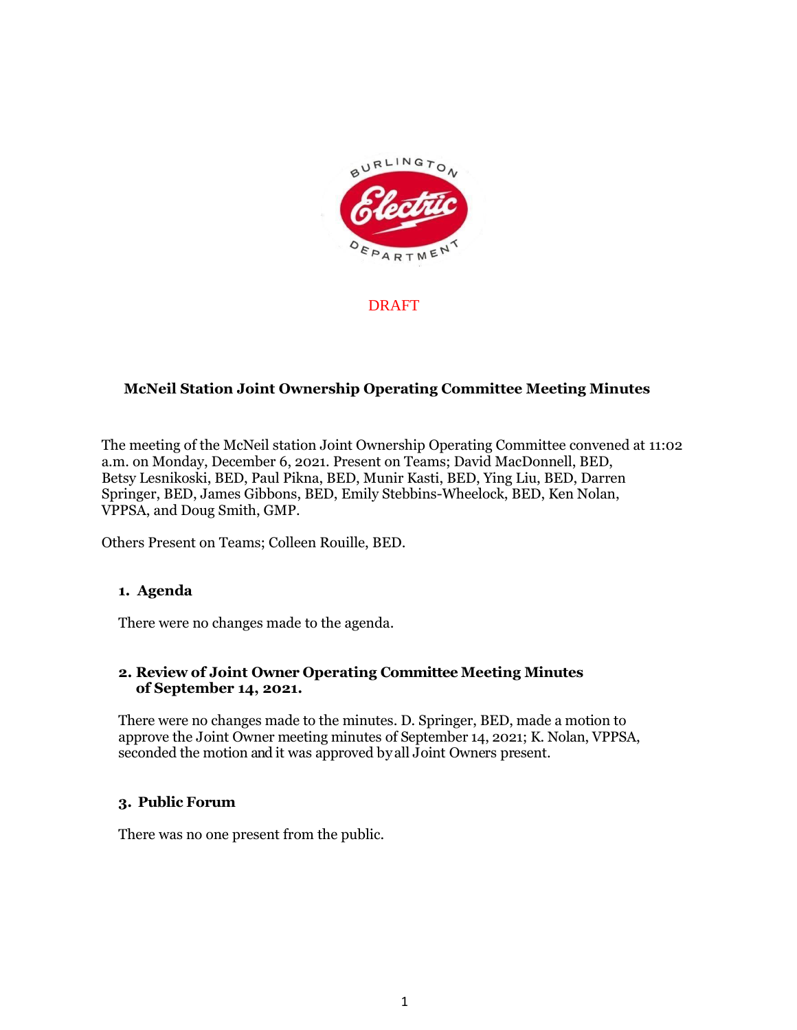DRAFT

# McNeil Station Joint Ownership Operating Committee Meeting Minutes

The meeting of the McNeil station Joint Ownership Operating Committee convened at 11:02 a.m. on Monday, December 6, 2021. Present on Teams; David MacDonnell, BED, Betsy Lesnikoski, BED, Paul Pikna, BED, Munir Kasti, BED, Ying Liu, BED, Darren Springer, BED, James Gibbons, BED, Emily Stebbins-Wheelock, BED, Ken Nolan, VPPSA, and Doug Smith, GMP.

Others Present on Teams; Colleen Rouille, BED.

## 1. Agenda

There were no changes made to the agenda.

## 2. Review of Joint Owner Operating Committee Meeting Minutes of September 14, 2021.

There were no changes made to the minutes. D. Springer, BED, made a motion to approve the Joint Owner meeting minutes of September 14, 2021; K. Nolan, VPPSA, seconded the motion and it was approved by all Joint Owners present.

## 3. Public Forum

There was no one present from the public.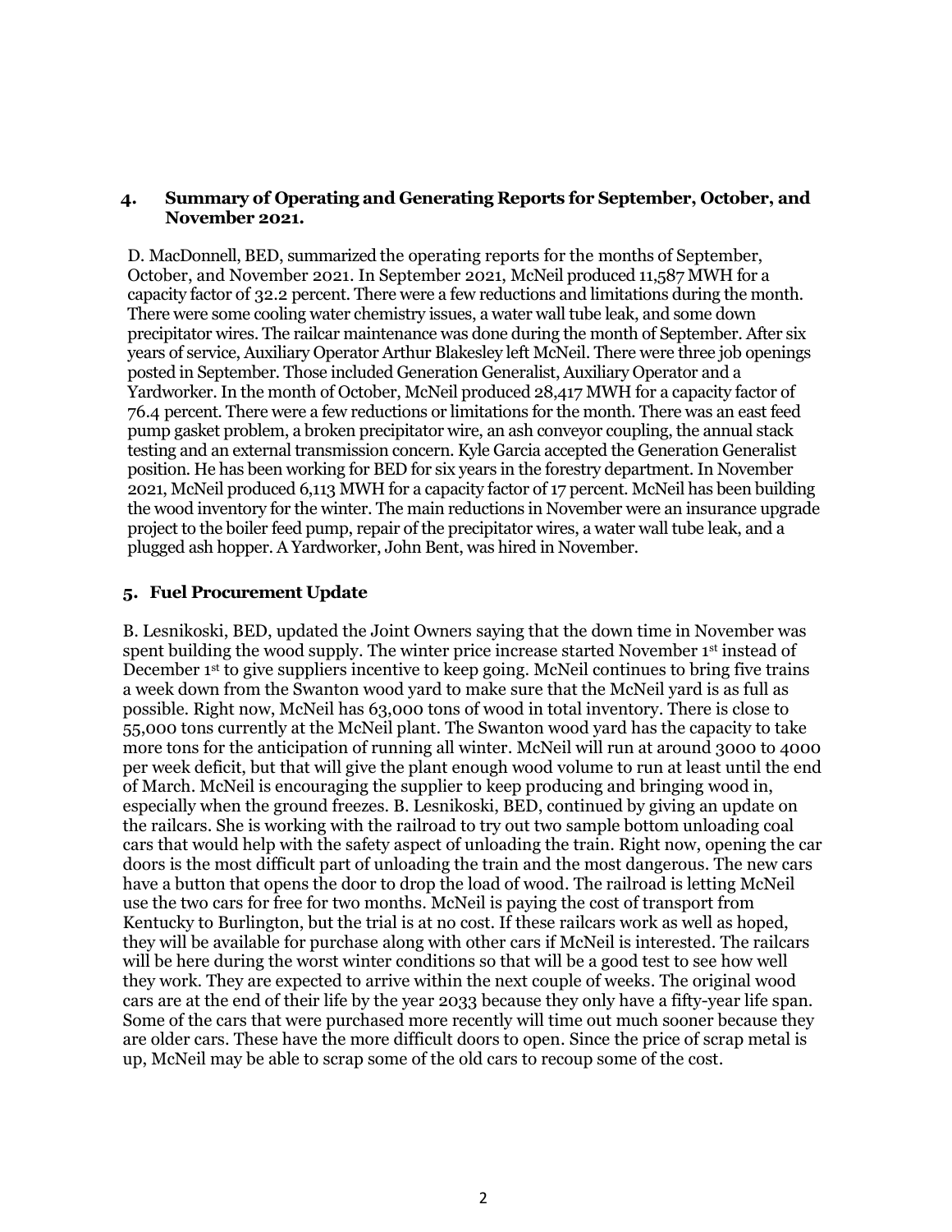## 4. Summary of Operating and Generating Reports for September, October, and November 2021.

D. MacDonnell, BED, summarized the operating reports for the months of September, October, and November 2021. In September 2021, McNeil produced 11,587 MWH for a capacity factor of 32.2 percent. There were a few reductions and limitations during the month. There were some cooling water chemistry issues, a water wall tube leak, and some down precipitator wires. The railcar maintenance was done during the month of September. After six years of service, Auxiliary Operator Arthur Blakesley left McNeil. There were three job openings posted in September. Those included Generation Generalist, Auxiliary Operator and a Yardworker. In the month of October, McNeil produced 28,417 MWH for a capacity factor of 76.4 percent. There were a few reductions or limitations for the month. There was an east feed pump gasket problem, a broken precipitator wire, an ash conveyor coupling, the annual stack testing and an external transmission concern. Kyle Garcia accepted the Generation Generalist position. He has been working for BED for six years in the forestry department. In November 2021, McNeil produced 6,113 MWH for a capacity factor of 17 percent. McNeil has been building the wood inventory for the winter. The main reductions in November were an insurance upgrade project to the boiler feed pump, repair of the precipitator wires, a water wall tube leak, and a plugged ash hopper. A Yardworker, John Bent, was hired in November.

## 5. Fuel Procurement Update

B. Lesnikoski, BED, updated the Joint Owners saying that the down time in November was spent building the wood supply. The winter price increase started November 1st instead of December 1st to give suppliers incentive to keep going. McNeil continues to bring five trains a week down from the Swanton wood yard to make sure that the McNeil yard is as full as possible. Right now, McNeil has 63,000 tons of wood in total inventory. There is close to 55,000 tons currently at the McNeil plant. The Swanton wood yard has the capacity to take more tons for the anticipation of running all winter. McNeil will run at around 3000 to 4000 per week deficit, but that will give the plant enough wood volume to run at least until the end of March. McNeil is encouraging the supplier to keep producing and bringing wood in, especially when the ground freezes. B. Lesnikoski, BED, continued by giving an update on the railcars. She is working with the railroad to try out two sample bottom unloading coal cars that would help with the safety aspect of unloading the train. Right now, opening the car doors is the most difficult part of unloading the train and the most dangerous. The new cars have a button that opens the door to drop the load of wood. The railroad is letting McNeil use the two cars for free for two months. McNeil is paying the cost of transport from Kentucky to Burlington, but the trial is at no cost. If these railcars work as well as hoped, they will be available for purchase along with other cars if McNeil is interested. The railcars will be here during the worst winter conditions so that will be a good test to see how well they work. They are expected to arrive within the next couple of weeks. The original wood cars are at the end of their life by the year 2033 because they only have a fifty-year life span. Some of the cars that were purchased more recently will time out much sooner because they are older cars. These have the more difficult doors to open. Since the price of scrap metal is up, McNeil may be able to scrap some of the old cars to recoup some of the cost.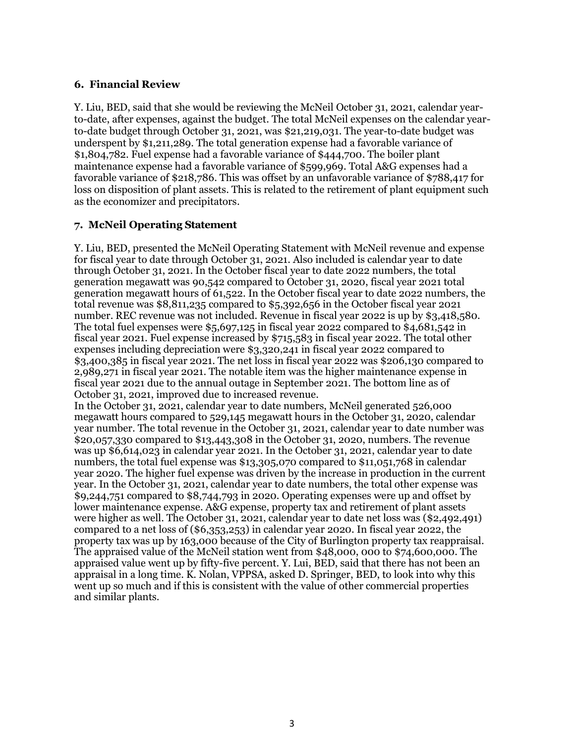### 6. Financial Review

Y. Liu, BED, said that she would be reviewing the McNeil October 31, 2021, calendar year-to-date, after expenses, against the budget. The total McNeil expenses on the calendar year-to-date budget through October 31, 2021, was $21,219,031. The year-to-date budget was underspent by $1,211,289. The total generation expense had a favorable variance of $1,804,782. Fuel expense had a favorable variance of $444,700. The boiler plant maintenance expense had a favorable variance of $599,969. Total A&G expenses had a favorable variance of $218,786. This was offset by an unfavorable variance of $788,417 for loss on disposition of plant assets. This is related to the retirement of plant equipment such as the economizer and precipitators.

### 7. McNeil Operating Statement

Y. Liu, BED, presented the McNeil Operating Statement with McNeil revenue and expense for fiscal year to date through October 31, 2021. Also included is calendar year to date through October 31, 2021. In the October fiscal year to date 2022 numbers, the total generation megawatt was 90,542 compared to October 31, 2020, fiscal year 2021 total generation megawatt hours of 61,522. In the October fiscal year to date 2022 numbers, the total revenue was $8,811,235 compared to $5,392,656 in the October fiscal year 2021 number. REC revenue was not included. Revenue in fiscal year 2022 is up by $3,418,580. The total fuel expenses were $5,697,125 in fiscal year 2022 compared to $4,681,542 in fiscal year 2021. Fuel expense increased by $715,583 in fiscal year 2022. The total other expenses including depreciation were $3,320,241 in fiscal year 2022 compared to $3,400,385 in fiscal year 2021. The net loss in fiscal year 2022 was $206,130 compared to 2,989,271 in fiscal year 2021. The notable item was the higher maintenance expense in fiscal year 2021 due to the annual outage in September 2021. The bottom line as of October 31, 2021, improved due to increased revenue.
In the October 31, 2021, calendar year to date numbers, McNeil generated 526,000 megawatt hours compared to 529,145 megawatt hours in the October 31, 2020, calendar year number. The total revenue in the October 31, 2021, calendar year to date number was $20,057,330 compared to $13,443,308 in the October 31, 2020, numbers. The revenue was up $6,614,023 in calendar year 2021. In the October 31, 2021, calendar year to date numbers, the total fuel expense was $13,305,070 compared to $11,051,768 in calendar year 2020. The higher fuel expense was driven by the increase in production in the current year. In the October 31, 2021, calendar year to date numbers, the total other expense was $9,244,751 compared to $8,744,793 in 2020. Operating expenses were up and offset by lower maintenance expense. A&G expense, property tax and retirement of plant assets were higher as well. The October 31, 2021, calendar year to date net loss was ($2,492,491) compared to a net loss of ($6,353,253) in calendar year 2020. In fiscal year 2022, the property tax was up by 163,000 because of the City of Burlington property tax reappraisal. The appraised value of the McNeil station went from $48,000, 000 to $74,600,000. The appraised value went up by fifty-five percent. Y. Lui, BED, said that there has not been an appraisal in a long time. K. Nolan, VPPSA, asked D. Springer, BED, to look into why this went up so much and if this is consistent with the value of other commercial properties and similar plants.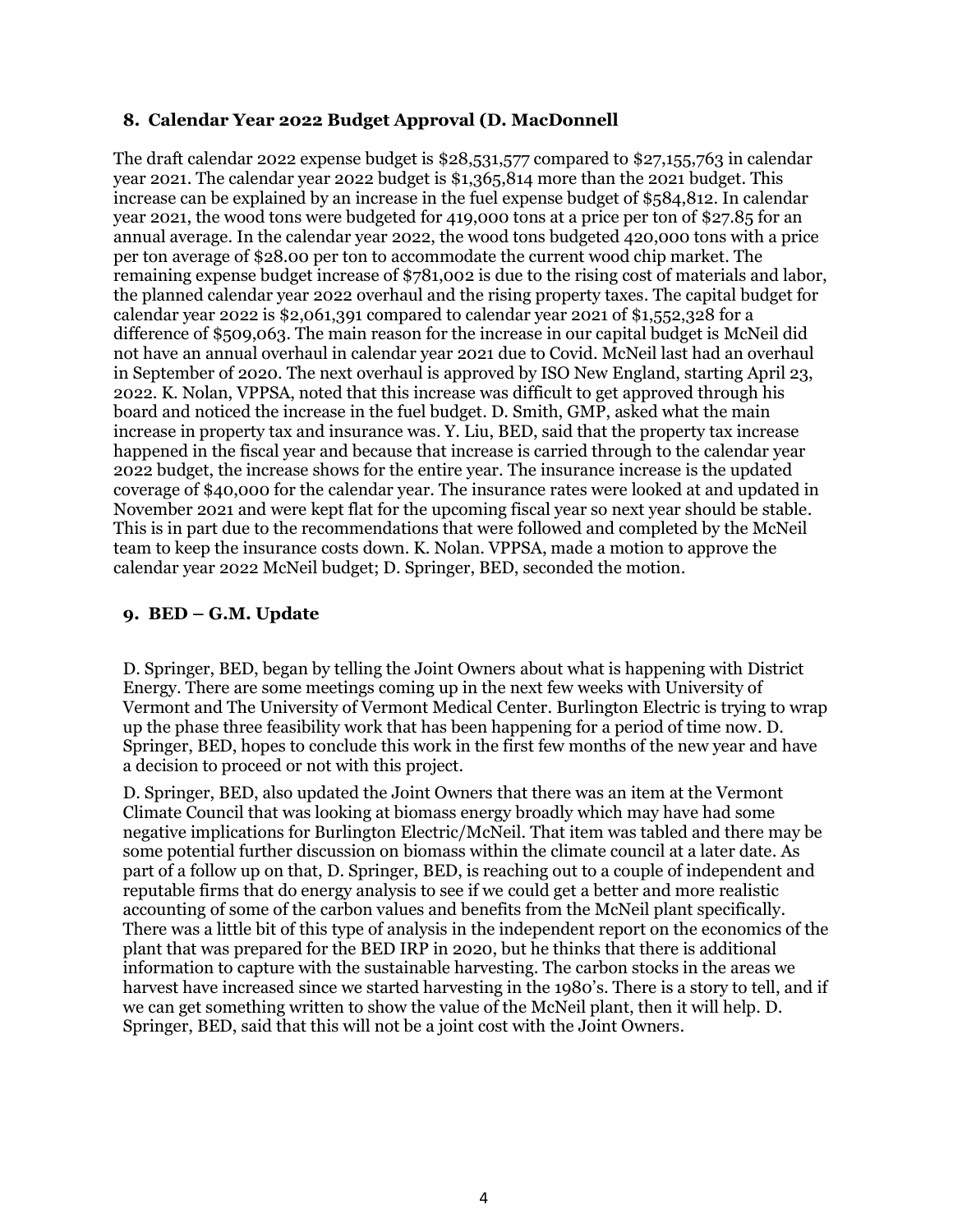## 8. Calendar Year 2022 Budget Approval (D. MacDonnell

The draft calendar 2022 expense budget is $28,531,577 compared to $27,155,763 in calendar year 2021. The calendar year 2022 budget is $1,365,814 more than the 2021 budget. This increase can be explained by an increase in the fuel expense budget of $584,812. In calendar year 2021, the wood tons were budgeted for 419,000 tons at a price per ton of $27.85 for an annual average. In the calendar year 2022, the wood tons budgeted 420,000 tons with a price per ton average of $28.00 per ton to accommodate the current wood chip market. The remaining expense budget increase of $781,002 is due to the rising cost of materials and labor, the planned calendar year 2022 overhaul and the rising property taxes. The capital budget for calendar year 2022 is $2,061,391 compared to calendar year 2021 of $1,552,328 for a difference of $509,063. The main reason for the increase in our capital budget is McNeil did not have an annual overhaul in calendar year 2021 due to Covid. McNeil last had an overhaul in September of 2020. The next overhaul is approved by ISO New England, starting April 23, 2022. K. Nolan, VPPSA, noted that this increase was difficult to get approved through his board and noticed the increase in the fuel budget. D. Smith, GMP, asked what the main increase in property tax and insurance was. Y. Liu, BED, said that the property tax increase happened in the fiscal year and because that increase is carried through to the calendar year 2022 budget, the increase shows for the entire year. The insurance increase is the updated coverage of $40,000 for the calendar year. The insurance rates were looked at and updated in November 2021 and were kept flat for the upcoming fiscal year so next year should be stable. This is in part due to the recommendations that were followed and completed by the McNeil team to keep the insurance costs down. K. Nolan. VPPSA, made a motion to approve the calendar year 2022 McNeil budget; D. Springer, BED, seconded the motion.

## 9. BED – G.M. Update

D. Springer, BED, began by telling the Joint Owners about what is happening with District Energy. There are some meetings coming up in the next few weeks with University of Vermont and The University of Vermont Medical Center. Burlington Electric is trying to wrap up the phase three feasibility work that has been happening for a period of time now. D. Springer, BED, hopes to conclude this work in the first few months of the new year and have a decision to proceed or not with this project.

D. Springer, BED, also updated the Joint Owners that there was an item at the Vermont Climate Council that was looking at biomass energy broadly which may have had some negative implications for Burlington Electric/McNeil. That item was tabled and there may be some potential further discussion on biomass within the climate council at a later date. As part of a follow up on that, D. Springer, BED, is reaching out to a couple of independent and reputable firms that do energy analysis to see if we could get a better and more realistic accounting of some of the carbon values and benefits from the McNeil plant specifically. There was a little bit of this type of analysis in the independent report on the economics of the plant that was prepared for the BED IRP in 2020, but he thinks that there is additional information to capture with the sustainable harvesting. The carbon stocks in the areas we harvest have increased since we started harvesting in the 1980's. There is a story to tell, and if we can get something written to show the value of the McNeil plant, then it will help. D. Springer, BED, said that this will not be a joint cost with the Joint Owners.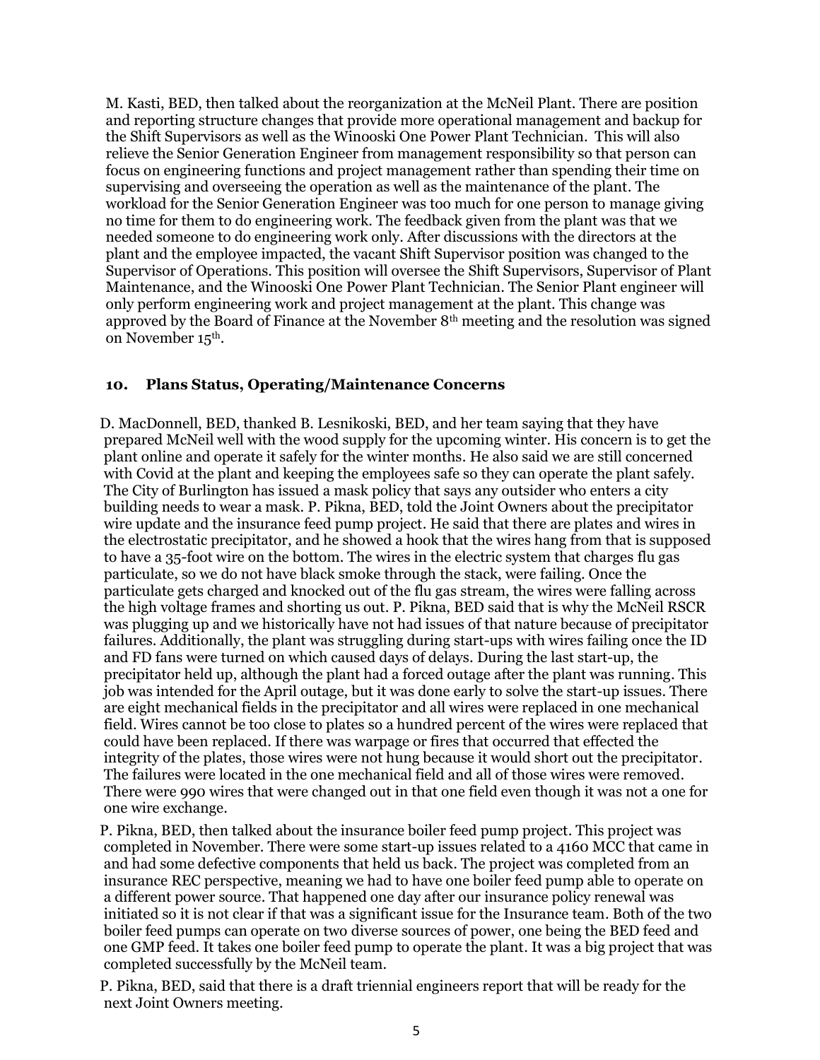M. Kasti, BED, then talked about the reorganization at the McNeil Plant. There are position and reporting structure changes that provide more operational management and backup for the Shift Supervisors as well as the Winooski One Power Plant Technician. This will also relieve the Senior Generation Engineer from management responsibility so that person can focus on engineering functions and project management rather than spending their time on supervising and overseeing the operation as well as the maintenance of the plant. The workload for the Senior Generation Engineer was too much for one person to manage giving no time for them to do engineering work. The feedback given from the plant was that we needed someone to do engineering work only. After discussions with the directors at the plant and the employee impacted, the vacant Shift Supervisor position was changed to the Supervisor of Operations. This position will oversee the Shift Supervisors, Supervisor of Plant Maintenance, and the Winooski One Power Plant Technician. The Senior Plant engineer will only perform engineering work and project management at the plant. This change was approved by the Board of Finance at the November 8th meeting and the resolution was signed on November 15th.

## 10. Plans Status, Operating/Maintenance Concerns

D. MacDonnell, BED, thanked B. Lesnikoski, BED, and her team saying that they have prepared McNeil well with the wood supply for the upcoming winter. His concern is to get the plant online and operate it safely for the winter months. He also said we are still concerned with Covid at the plant and keeping the employees safe so they can operate the plant safely. The City of Burlington has issued a mask policy that says any outsider who enters a city building needs to wear a mask. P. Pikna, BED, told the Joint Owners about the precipitator wire update and the insurance feed pump project. He said that there are plates and wires in the electrostatic precipitator, and he showed a hook that the wires hang from that is supposed to have a 35-foot wire on the bottom. The wires in the electric system that charges flu gas particulate, so we do not have black smoke through the stack, were failing. Once the particulate gets charged and knocked out of the flu gas stream, the wires were falling across the high voltage frames and shorting us out. P. Pikna, BED said that is why the McNeil RSCR was plugging up and we historically have not had issues of that nature because of precipitator failures. Additionally, the plant was struggling during start-ups with wires failing once the ID and FD fans were turned on which caused days of delays. During the last start-up, the precipitator held up, although the plant had a forced outage after the plant was running. This job was intended for the April outage, but it was done early to solve the start-up issues. There are eight mechanical fields in the precipitator and all wires were replaced in one mechanical field. Wires cannot be too close to plates so a hundred percent of the wires were replaced that could have been replaced. If there was warpage or fires that occurred that effected the integrity of the plates, those wires were not hung because it would short out the precipitator. The failures were located in the one mechanical field and all of those wires were removed. There were 990 wires that were changed out in that one field even though it was not a one for one wire exchange.

P. Pikna, BED, then talked about the insurance boiler feed pump project. This project was completed in November. There were some start-up issues related to a 4160 MCC that came in and had some defective components that held us back. The project was completed from an insurance REC perspective, meaning we had to have one boiler feed pump able to operate on a different power source. That happened one day after our insurance policy renewal was initiated so it is not clear if that was a significant issue for the Insurance team. Both of the two boiler feed pumps can operate on two diverse sources of power, one being the BED feed and one GMP feed. It takes one boiler feed pump to operate the plant. It was a big project that was completed successfully by the McNeil team.

P. Pikna, BED, said that there is a draft triennial engineers report that will be ready for the next Joint Owners meeting.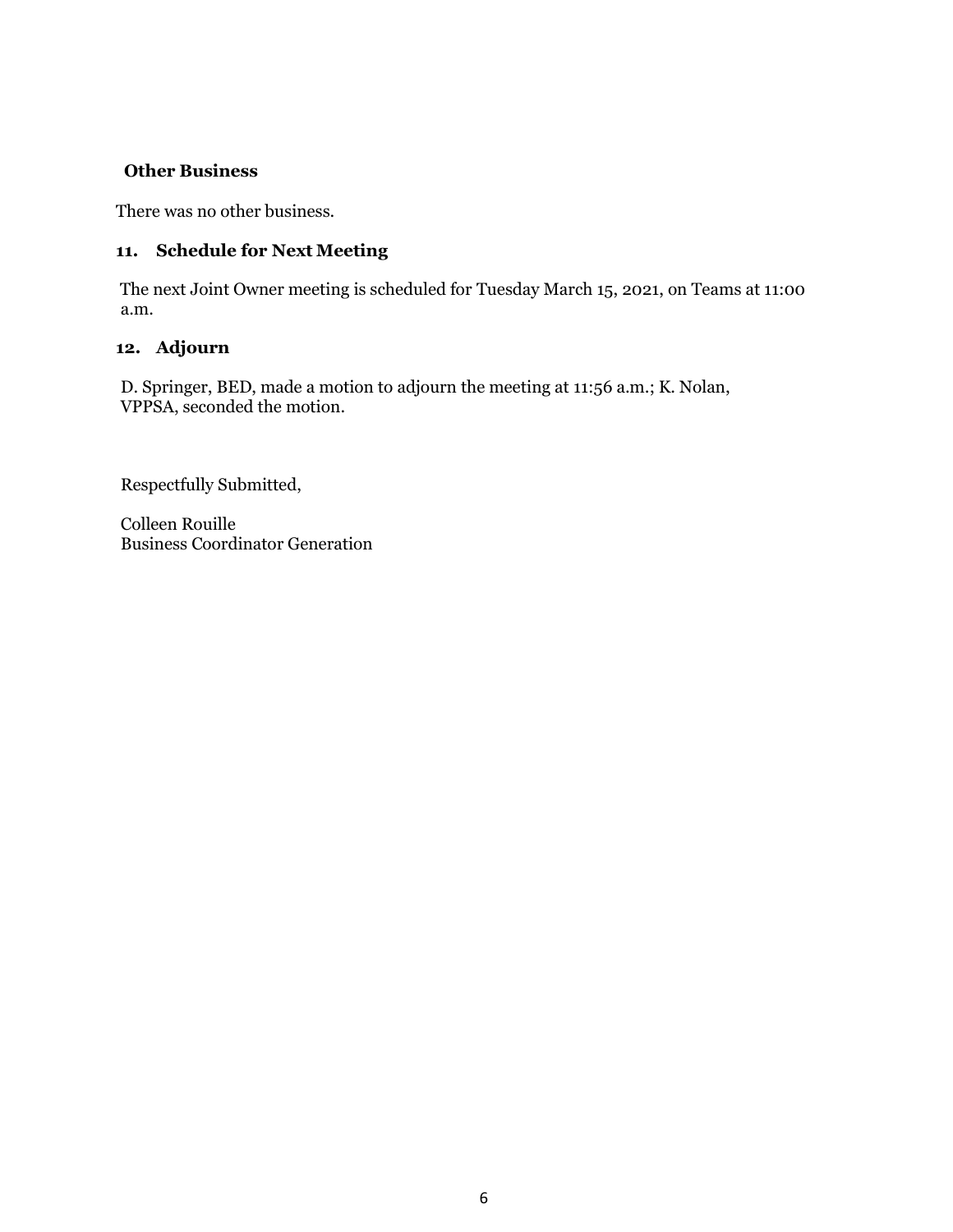### Other Business

There was no other business.

### 11. Schedule for Next Meeting

The next Joint Owner meeting is scheduled for Tuesday March 15, 2021, on Teams at 11:00 a.m.

### 12. Adjourn

D. Springer, BED, made a motion to adjourn the meeting at 11:56 a.m.; K. Nolan, VPPSA, seconded the motion.

Respectfully Submitted,

Colleen Rouille
Business Coordinator Generation